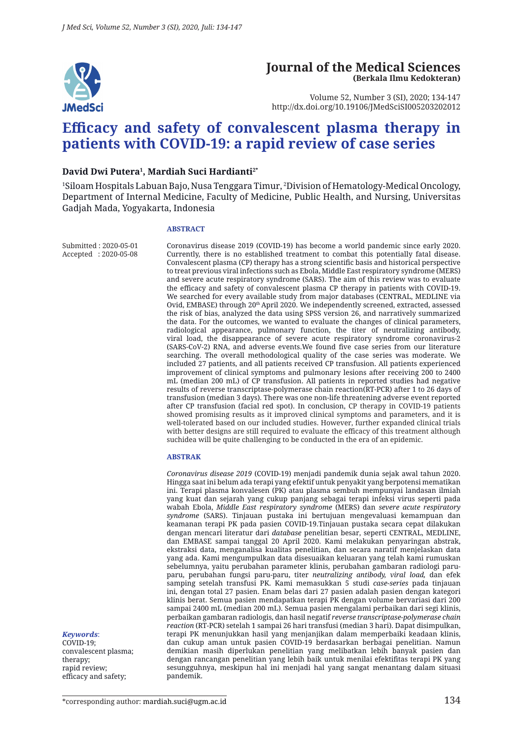# Journal of the Medical Sciences
**(Berkala Ilmu Kedokteran)**

Volume 52, Number 3 (SI), 2020; 134-147
http://dx.doi.org/10.19106/JMedSciSI005203202012

# Efficacy and safety of convalescent plasma therapy in patients with COVID-19: a rapid review of case series

**David Dwi Putera[1], Mardiah Suci Hardianti[2*]**

[1]Siloam Hospitals Labuan Bajo, Nusa Tenggara Timur, [2]Division of Hematology-Medical Oncology, Department of Internal Medicine, Faculty of Medicine, Public Health, and Nursing, Universitas Gadjah Mada, Yogyakarta, Indonesia

Submitted : 2020-05-01
Accepted : 2020-05-08

## ABSTRACT

Coronavirus disease 2019 (COVID-19) has become a world pandemic since early 2020. Currently, there is no established treatment to combat this potentially fatal disease. Convalescent plasma (CP) therapy has a strong scientific basis and historical perspective to treat previous viral infections such as Ebola, Middle East respiratory syndrome (MERS) and severe acute respiratory syndrome (SARS). The aim of this review was to evaluate the efficacy and safety of convalescent plasma CP therapy in patients with COVID-19. We searched for every available study from major databases (CENTRAL, MEDLINE via Ovid, EMBASE) through 20th April 2020. We independently screened, extracted, assessed the risk of bias, analyzed the data using SPSS version 26, and narratively summarized the data. For the outcomes, we wanted to evaluate the changes of clinical parameters, radiological appearance, pulmonary function, the titer of neutralizing antibody, viral load, the disappearance of severe acute respiratory syndrome coronavirus-2 (SARS-CoV-2) RNA, and adverse events.We found five case series from our literature searching. The overall methodological quality of the case series was moderate. We included 27 patients, and all patients received CP transfusion. All patients experienced improvement of clinical symptoms and pulmonary lesions after receiving 200 to 2400 mL (median 200 mL) of CP transfusion. All patients in reported studies had negative results of reverse transcriptase-polymerase chain reaction(RT-PCR) after 1 to 26 days of transfusion (median 3 days). There was one non-life threatening adverse event reported after CP transfusion (facial red spot). In conclusion, CP therapy in COVID-19 patients showed promising results as it improved clinical symptoms and parameters, and it is well-tolerated based on our included studies. However, further expanded clinical trials with better designs are still required to evaluate the efficacy of this treatment although suchidea will be quite challenging to be conducted in the era of an epidemic.

## ABSTRAK

*Coronavirus disease 2019* (COVID-19) menjadi pandemik dunia sejak awal tahun 2020. Hingga saat ini belum ada terapi yang efektif untuk penyakit yang berpotensi mematikan ini. Terapi plasma konvalesen (PK) atau plasma sembuh mempunyai landasan ilmiah yang kuat dan sejarah yang cukup panjang sebagai terapi infeksi virus seperti pada wabah Ebola, *Middle East respiratory syndrome* (MERS) dan *severe acute respiratory syndrome* (SARS). Tinjauan pustaka ini bertujuan mengevaluasi kemampuan dan keamanan terapi PK pada pasien COVID-19.Tinjauan pustaka secara cepat dilakukan dengan mencari literatur dari *database* penelitian besar, seperti CENTRAL, MEDLINE, dan EMBASE sampai tanggal 20 April 2020. Kami melakukan penyaringan abstrak, ekstraksi data, menganalisa kualitas penelitian, dan secara naratif menjelaskan data yang ada. Kami mengumpulkan data disesuaikan keluaran yang telah kami rumuskan sebelumnya, yaitu perubahan parameter klinis, perubahan gambaran radiologi paru-paru, perubahan fungsi paru-paru, titer *neutralizing antibody, viral load,* dan efek samping setelah transfusi PK. Kami memasukkan 5 studi *case-series* pada tinjauan ini, dengan total 27 pasien. Enam belas dari 27 pasien adalah pasien dengan kategori klinis berat. Semua pasien mendapatkan terapi PK dengan volume bervariasi dari 200 sampai 2400 mL (median 200 mL). Semua pasien mengalami perbaikan dari segi klinis, perbaikan gambaran radiologis, dan hasil negatif *reverse transcriptase-polymerase chain reaction* (RT-PCR) setelah 1 sampai 26 hari transfusi (median 3 hari). Dapat disimpulkan, terapi PK menunjukkan hasil yang menjanjikan dalam memperbaiki keadaan klinis, dan cukup aman untuk pasien COVID-19 berdasarkan berbagai penelitian. Namun demikian masih diperlukan penelitian yang melibatkan lebih banyak pasien dan dengan rancangan penelitian yang lebih baik untuk menilai efektifitas terapi PK yang sesungguhnya, meskipun hal ini menjadi hal yang sangat menantang dalam situasi pandemik.

***Keywords***:
COVID-19;
convalescent plasma;
therapy;
rapid review;
efficacy and safety;

*corresponding author: mardiah.suci@ugm.ac.id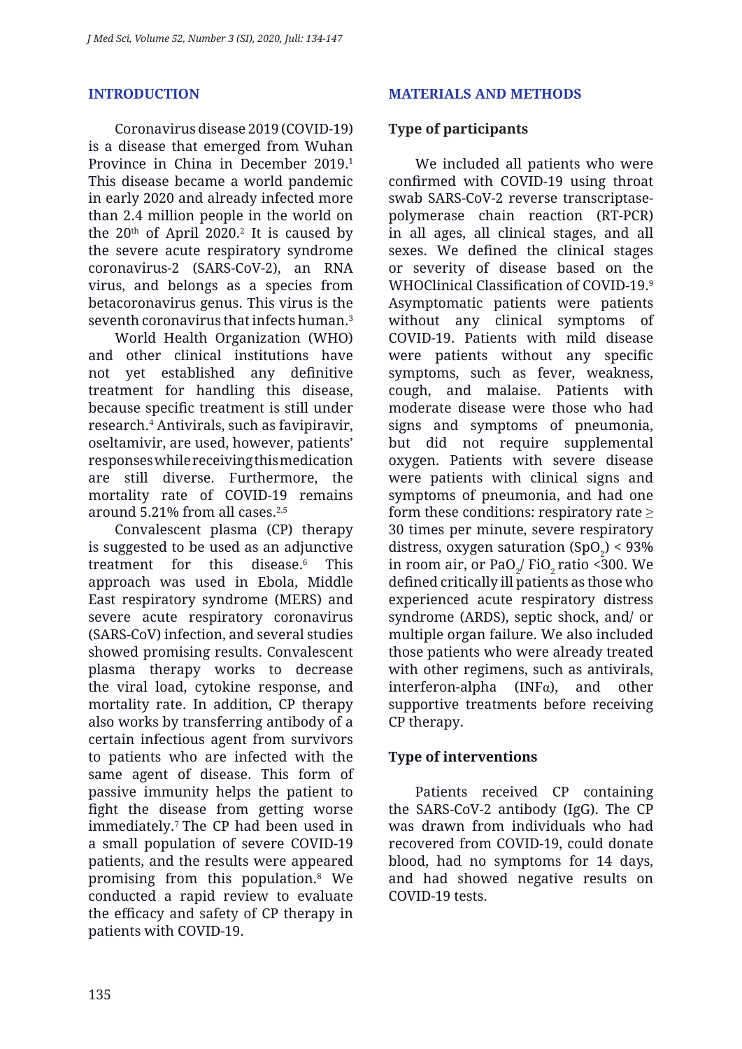## INTRODUCTION

Coronavirus disease 2019 (COVID-19) is a disease that emerged from Wuhan Province in China in December 2019.[1] This disease became a world pandemic in early 2020 and already infected more than 2.4 million people in the world on the 20th of April 2020.[2] It is caused by the severe acute respiratory syndrome coronavirus-2 (SARS-CoV-2), an RNA virus, and belongs as a species from betacoronavirus genus. This virus is the seventh coronavirus that infects human.[3]

World Health Organization (WHO) and other clinical institutions have not yet established any definitive treatment for handling this disease, because specific treatment is still under research.[4] Antivirals, such as favipiravir, oseltamivir, are used, however, patients' responses while receiving this medication are still diverse. Furthermore, the mortality rate of COVID-19 remains around 5.21% from all cases.[2,5]

Convalescent plasma (CP) therapy is suggested to be used as an adjunctive treatment for this disease.[6] This approach was used in Ebola, Middle East respiratory syndrome (MERS) and severe acute respiratory coronavirus (SARS-CoV) infection, and several studies showed promising results. Convalescent plasma therapy works to decrease the viral load, cytokine response, and mortality rate. In addition, CP therapy also works by transferring antibody of a certain infectious agent from survivors to patients who are infected with the same agent of disease. This form of passive immunity helps the patient to fight the disease from getting worse immediately.[7] The CP had been used in a small population of severe COVID-19 patients, and the results were appeared promising from this population.[8] We conducted a rapid review to evaluate the efficacy and safety of CP therapy in patients with COVID-19.

## MATERIALS AND METHODS

### Type of participants

We included all patients who were confirmed with COVID-19 using throat swab SARS-CoV-2 reverse transcriptase-polymerase chain reaction (RT-PCR) in all ages, all clinical stages, and all sexes. We defined the clinical stages or severity of disease based on the WHOClinical Classification of COVID-19.[9] Asymptomatic patients were patients without any clinical symptoms of COVID-19. Patients with mild disease were patients without any specific symptoms, such as fever, weakness, cough, and malaise. Patients with moderate disease were those who had signs and symptoms of pneumonia, but did not require supplemental oxygen. Patients with severe disease were patients with clinical signs and symptoms of pneumonia, and had one form these conditions: respiratory rate $\geq$ 30 times per minute, severe respiratory distress, oxygen saturation ($SpO_2$) < 93% in room air, or $PaO_2$/ $FiO_2$ ratio <300. We defined critically ill patients as those who experienced acute respiratory distress syndrome (ARDS), septic shock, and/ or multiple organ failure. We also included those patients who were already treated with other regimens, such as antivirals, interferon-alpha (INFα), and other supportive treatments before receiving CP therapy.

### Type of interventions

Patients received CP containing the SARS-CoV-2 antibody (IgG). The CP was drawn from individuals who had recovered from COVID-19, could donate blood, had no symptoms for 14 days, and had showed negative results on COVID-19 tests.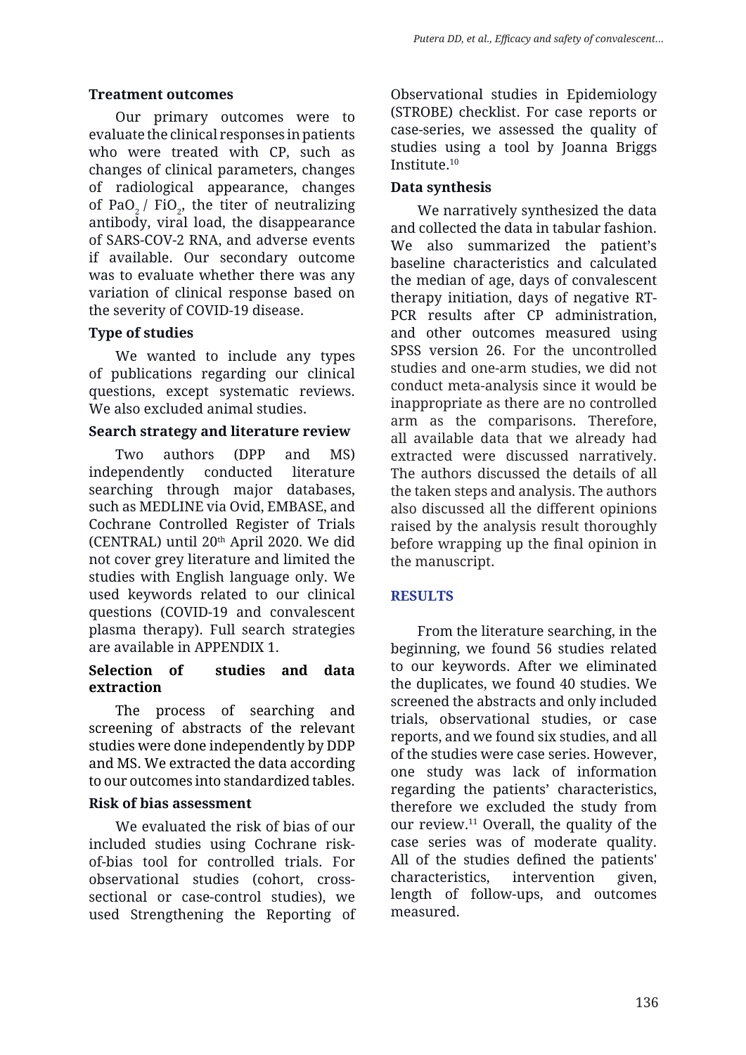### Treatment outcomes

Our primary outcomes were to evaluate the clinical responses in patients who were treated with CP, such as changes of clinical parameters, changes of radiological appearance, changes of $PaO_2$ / $FiO_2$, the titer of neutralizing antibody, viral load, the disappearance of SARS-COV-2 RNA, and adverse events if available. Our secondary outcome was to evaluate whether there was any variation of clinical response based on the severity of COVID-19 disease.

### Type of studies

We wanted to include any types of publications regarding our clinical questions, except systematic reviews. We also excluded animal studies.

### Search strategy and literature review

Two authors (DPP and MS) independently conducted literature searching through major databases, such as MEDLINE via Ovid, EMBASE, and Cochrane Controlled Register of Trials (CENTRAL) until 20th April 2020. We did not cover grey literature and limited the studies with English language only. We used keywords related to our clinical questions (COVID-19 and convalescent plasma therapy). Full search strategies are available in APPENDIX 1.

### Selection of studies and data extraction

The process of searching and screening of abstracts of the relevant studies were done independently by DDP and MS. We extracted the data according to our outcomes into standardized tables.

### Risk of bias assessment

We evaluated the risk of bias of our included studies using Cochrane risk-of-bias tool for controlled trials. For observational studies (cohort, cross-sectional or case-control studies), we used Strengthening the Reporting of Observational studies in Epidemiology (STROBE) checklist. For case reports or case-series, we assessed the quality of studies using a tool by Joanna Briggs Institute.[10]

### Data synthesis

We narratively synthesized the data and collected the data in tabular fashion. We also summarized the patient's baseline characteristics and calculated the median of age, days of convalescent therapy initiation, days of negative RT-PCR results after CP administration, and other outcomes measured using SPSS version 26. For the uncontrolled studies and one-arm studies, we did not conduct meta-analysis since it would be inappropriate as there are no controlled arm as the comparisons. Therefore, all available data that we already had extracted were discussed narratively. The authors discussed the details of all the taken steps and analysis. The authors also discussed all the different opinions raised by the analysis result thoroughly before wrapping up the final opinion in the manuscript.

## RESULTS

From the literature searching, in the beginning, we found 56 studies related to our keywords. After we eliminated the duplicates, we found 40 studies. We screened the abstracts and only included trials, observational studies, or case reports, and we found six studies, and all of the studies were case series. However, one study was lack of information regarding the patients' characteristics, therefore we excluded the study from our review.[11] Overall, the quality of the case series was of moderate quality. All of the studies defined the patients' characteristics, intervention given, length of follow-ups, and outcomes measured.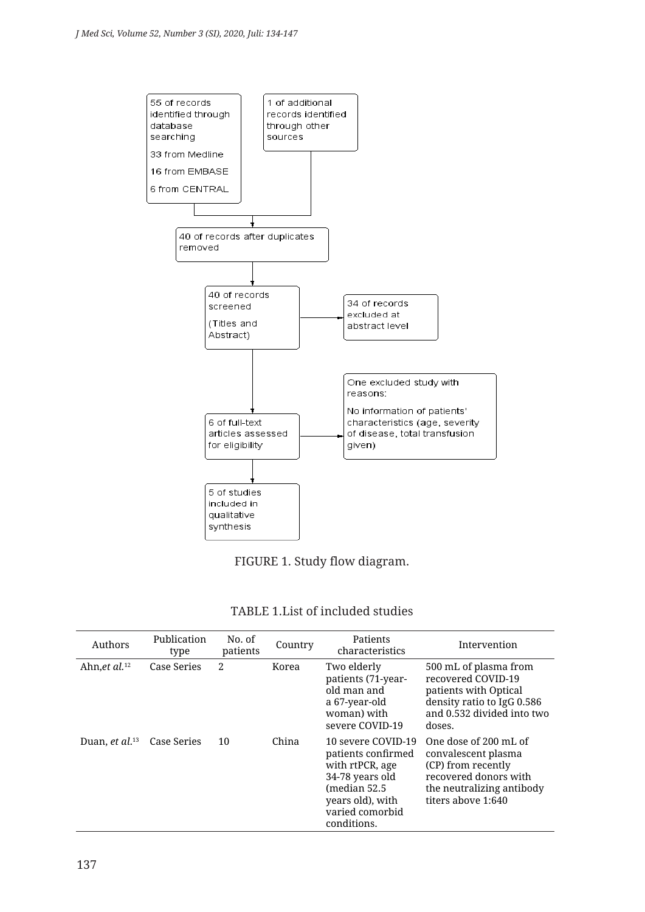55 of records identified through database searching

33 from Medline

16 from EMBASE

6 from CENTRAL

1 of additional records identified through other sources

40 of records after duplicates removed

40 of records screened

(Titles and Abstract)

34 of records excluded at abstract level

6 of full-text articles assessed for eligibility

One excluded study with reasons:

No information of patients' characteristics (age, severity of disease, total transfusion given)

5 of studies included in qualitative synthesis

FIGURE 1. Study flow diagram.

TABLE 1.List of included studies

| Authors | Publication type | No. of patients | Country | Patients characteristics | Intervention |
|---|---|---|---|---|---|
| Ahn,*et al.*[12] | Case Series | 2 | Korea | Two elderly patients (71-year-old man and a 67-year-old woman) with severe COVID-19 | 500 mL of plasma from recovered COVID-19 patients with Optical density ratio to IgG 0.586 and 0.532 divided into two doses. |
| Duan, *et al.*[13] | Case Series | 10 | China | 10 severe COVID-19 patients confirmed with rtPCR, age 34-78 years old (median 52.5 years old), with varied comorbid conditions. | One dose of 200 mL of convalescent plasma (CP) from recently recovered donors with the neutralizing antibody titers above 1:640 |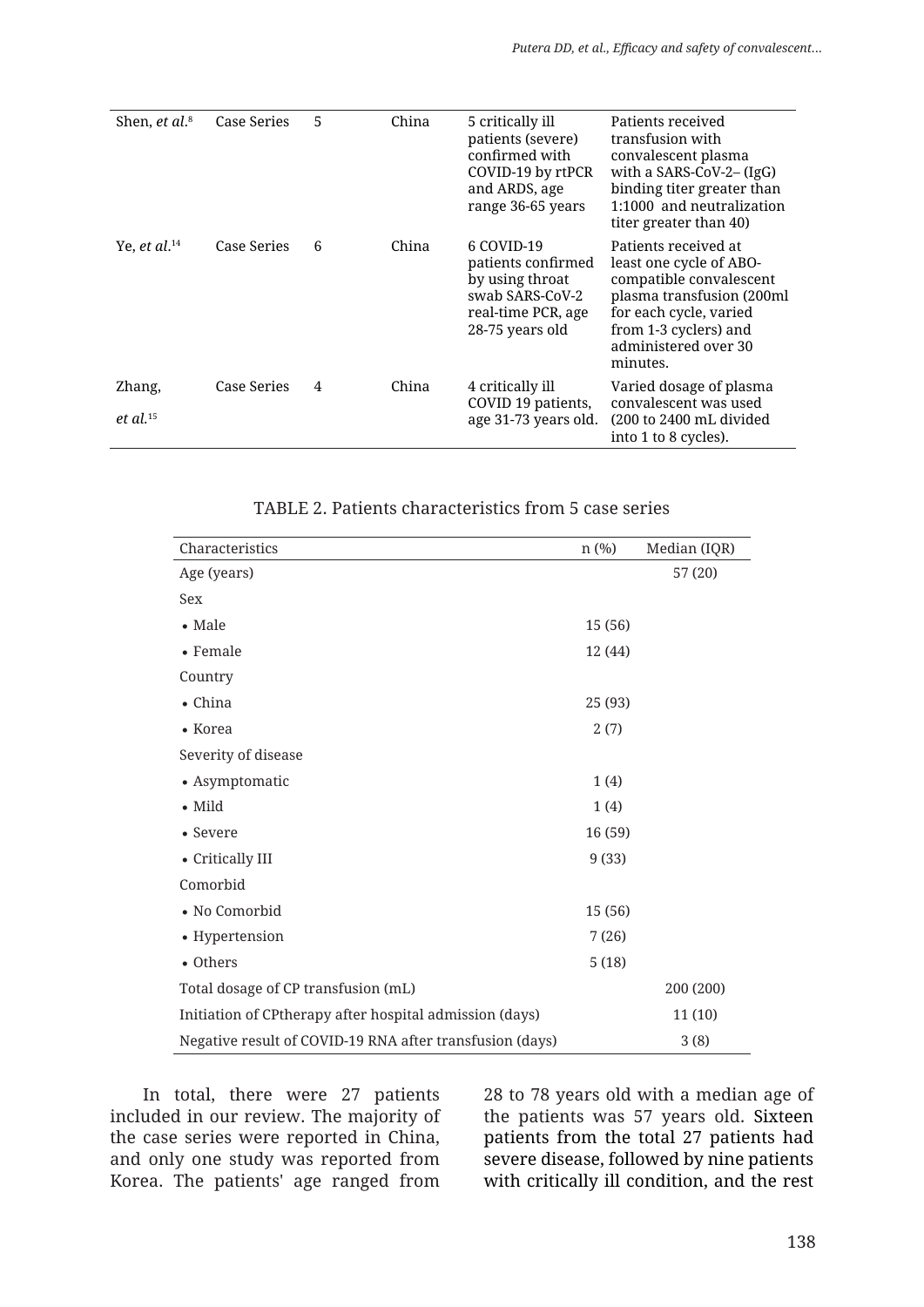| | | | | | |
|---|---|---|---|---|---|
| Shen, *et al.*[8] | Case Series | 5 | China | 5 critically ill patients (severe) confirmed with COVID-19 by rtPCR and ARDS, age range 36-65 years | Patients received transfusion with convalescent plasma with a SARS-CoV-2– (IgG) binding titer greater than 1:1000 and neutralization titer greater than 40) |
| Ye, *et al.*[14] | Case Series | 6 | China | 6 COVID-19 patients confirmed by using throat swab SARS-CoV-2 real-time PCR, age 28-75 years old | Patients received at least one cycle of ABO-compatible convalescent plasma transfusion (200ml for each cycle, varied from 1-3 cyclers) and administered over 30 minutes. |
| Zhang, *et al.*[15] | Case Series | 4 | China | 4 critically ill COVID 19 patients, age 31-73 years old. | Varied dosage of plasma convalescent was used (200 to 2400 mL divided into 1 to 8 cycles). |

TABLE 2. Patients characteristics from 5 case series

| Characteristics | n (%) | Median (IQR) |
|---|---|---|
| Age (years) | | 57 (20) |
| Sex | | |
| • Male | 15 (56) | |
| • Female | 12 (44) | |
| Country | | |
| • China | 25 (93) | |
| • Korea | 2 (7) | |
| Severity of disease | | |
| • Asymptomatic | 1 (4) | |
| • Mild | 1 (4) | |
| • Severe | 16 (59) | |
| • Critically III | 9 (33) | |
| Comorbid | | |
| • No Comorbid | 15 (56) | |
| • Hypertension | 7 (26) | |
| • Others | 5 (18) | |
| Total dosage of CP transfusion (mL) | | 200 (200) |
| Initiation of CPtherapy after hospital admission (days) | | 11 (10) |
| Negative result of COVID-19 RNA after transfusion (days) | | 3 (8) |

In total, there were 27 patients included in our review. The majority of the case series were reported in China, and only one study was reported from Korea. The patients' age ranged from 28 to 78 years old with a median age of the patients was 57 years old. Sixteen patients from the total 27 patients had severe disease, followed by nine patients with critically ill condition, and the rest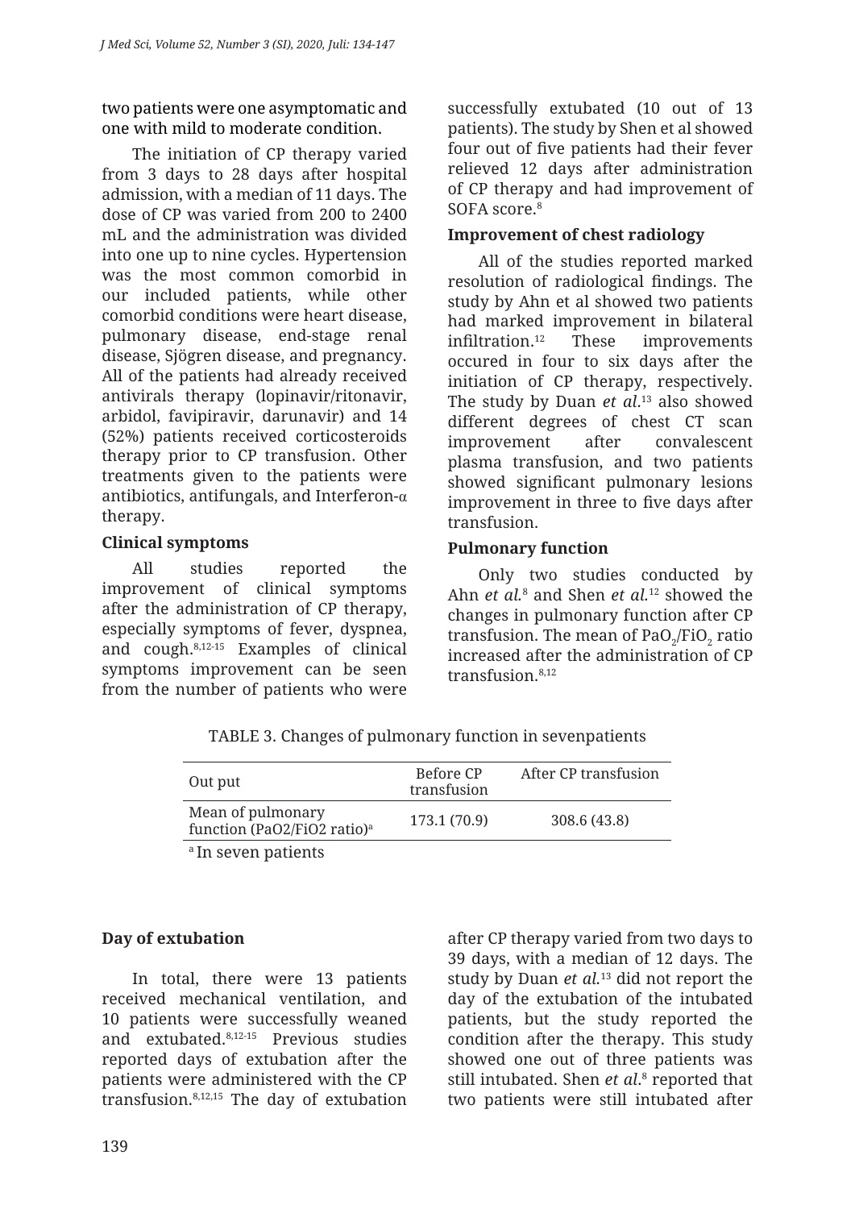two patients were one asymptomatic and one with mild to moderate condition.

The initiation of CP therapy varied from 3 days to 28 days after hospital admission, with a median of 11 days. The dose of CP was varied from 200 to 2400 mL and the administration was divided into one up to nine cycles. Hypertension was the most common comorbid in our included patients, while other comorbid conditions were heart disease, pulmonary disease, end-stage renal disease, Sjögren disease, and pregnancy. All of the patients had already received antivirals therapy (lopinavir/ritonavir, arbidol, favipiravir, darunavir) and 14 (52%) patients received corticosteroids therapy prior to CP transfusion. Other treatments given to the patients were antibiotics, antifungals, and Interferon-α therapy.

**Clinical symptoms**

All studies reported the improvement of clinical symptoms after the administration of CP therapy, especially symptoms of fever, dyspnea, and cough.[8,12-15] Examples of clinical symptoms improvement can be seen from the number of patients who were successfully extubated (10 out of 13 patients). The study by Shen et al showed four out of five patients had their fever relieved 12 days after administration of CP therapy and had improvement of SOFA score.[8]

**Improvement of chest radiology**

All of the studies reported marked resolution of radiological findings. The study by Ahn et al showed two patients had marked improvement in bilateral infiltration.[12] These improvements occured in four to six days after the initiation of CP therapy, respectively. The study by Duan *et al*.[13] also showed different degrees of chest CT scan improvement after convalescent plasma transfusion, and two patients showed significant pulmonary lesions improvement in three to five days after transfusion.

**Pulmonary function**

Only two studies conducted by Ahn *et al.*[8] and Shen *et al.*[12] showed the changes in pulmonary function after CP transfusion. The mean of $PaO_2/FiO_2$ ratio increased after the administration of CP transfusion.[8,12]

TABLE 3. Changes of pulmonary function in sevenpatients

| Out put | Before CP transfusion | After CP transfusion |
|---|---|---|
| Mean of pulmonary function (PaO2/FiO2 ratio)[a] | 173.1 (70.9) | 308.6 (43.8) |

[a] In seven patients

**Day of extubation**

In total, there were 13 patients received mechanical ventilation, and 10 patients were successfully weaned and extubated.[8,12-15] Previous studies reported days of extubation after the patients were administered with the CP transfusion.[8,12,15] The day of extubation after CP therapy varied from two days to 39 days, with a median of 12 days. The study by Duan *et al.*[13] did not report the day of the extubation of the intubated patients, but the study reported the condition after the therapy. This study showed one out of three patients was still intubated. Shen *et al*.[8] reported that two patients were still intubated after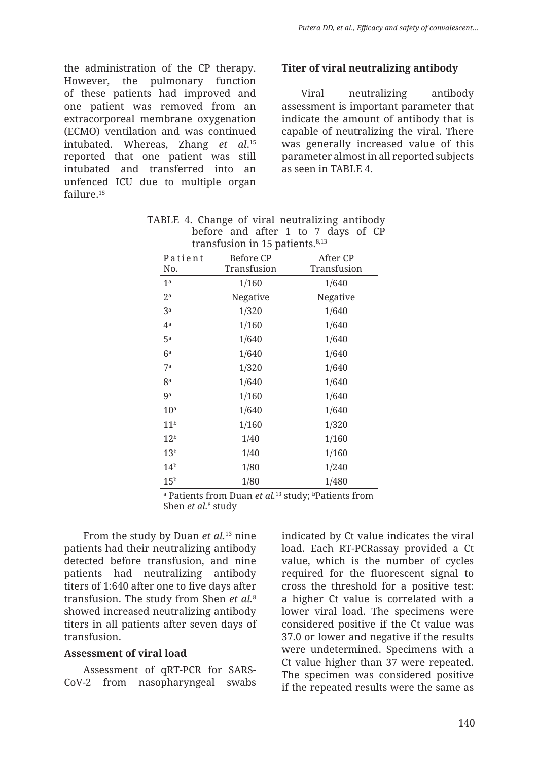the administration of the CP therapy. However, the pulmonary function of these patients had improved and one patient was removed from an extracorporeal membrane oxygenation (ECMO) ventilation and was continued intubated. Whereas, Zhang *et al.*[15] reported that one patient was still intubated and transferred into an unfenced ICU due to multiple organ failure.[15]

### Titer of viral neutralizing antibody

Viral neutralizing antibody assessment is important parameter that indicate the amount of antibody that is capable of neutralizing the viral. There was generally increased value of this parameter almost in all reported subjects as seen in TABLE 4.

TABLE 4. Change of viral neutralizing antibody before and after 1 to 7 days of CP transfusion in 15 patients.[8,13]

| Patient No. | Before CP Transfusion | After CP Transfusion |
|---|---|---|
| 1[a] | 1/160 | 1/640 |
| 2[a] | Negative | Negative |
| 3[a] | 1/320 | 1/640 |
| 4[a] | 1/160 | 1/640 |
| 5[a] | 1/640 | 1/640 |
| 6[a] | 1/640 | 1/640 |
| 7[a] | 1/320 | 1/640 |
| 8[a] | 1/640 | 1/640 |
| 9[a] | 1/160 | 1/640 |
| 10[a] | 1/640 | 1/640 |
| 11[b] | 1/160 | 1/320 |
| 12[b] | 1/40 | 1/160 |
| 13[b] | 1/40 | 1/160 |
| 14[b] | 1/80 | 1/240 |
| 15[b] | 1/80 | 1/480 |

[a] Patients from Duan *et al.*[13] study; [b]Patients from Shen *et al.*[8] study

From the study by Duan *et al.*[13] nine patients had their neutralizing antibody detected before transfusion, and nine patients had neutralizing antibody titers of 1:640 after one to five days after transfusion. The study from Shen *et al.*[8] showed increased neutralizing antibody titers in all patients after seven days of transfusion.

### Assessment of viral load

Assessment of qRT-PCR for SARS-CoV-2 from nasopharyngeal swabs indicated by Ct value indicates the viral load. Each RT-PCRassay provided a Ct value, which is the number of cycles required for the fluorescent signal to cross the threshold for a positive test: a higher Ct value is correlated with a lower viral load. The specimens were considered positive if the Ct value was 37.0 or lower and negative if the results were undetermined. Specimens with a Ct value higher than 37 were repeated. The specimen was considered positive if the repeated results were the same as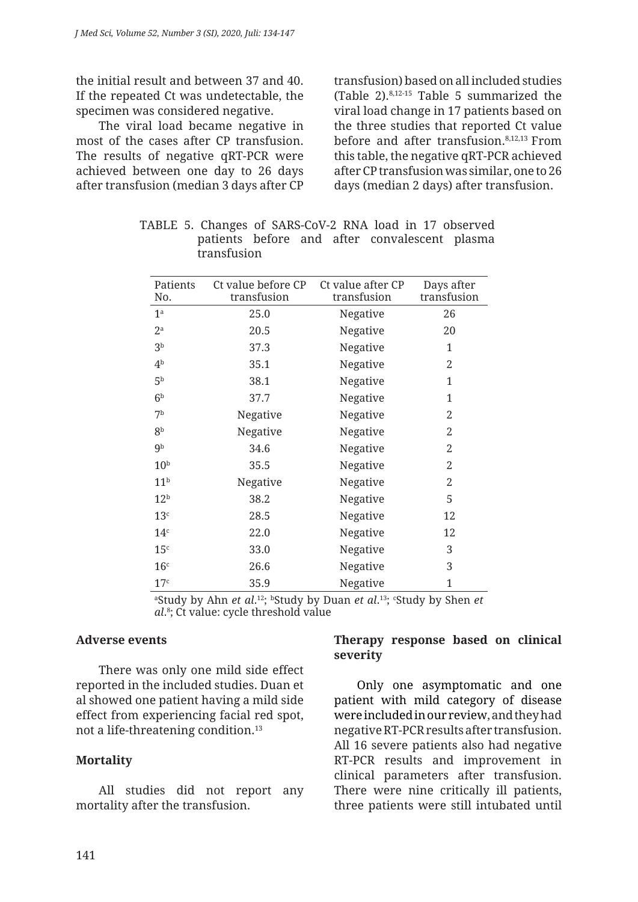the initial result and between 37 and 40. If the repeated Ct was undetectable, the specimen was considered negative.

The viral load became negative in most of the cases after CP transfusion. The results of negative qRT-PCR were achieved between one day to 26 days after transfusion (median 3 days after CP transfusion) based on all included studies (Table 2).[8,12-15] Table 5 summarized the viral load change in 17 patients based on the three studies that reported Ct value before and after transfusion.[8,12,13] From this table, the negative qRT-PCR achieved after CP transfusion was similar, one to 26 days (median 2 days) after transfusion.

TABLE 5. Changes of SARS-CoV-2 RNA load in 17 observed patients before and after convalescent plasma transfusion

| Patients No. | Ct value before CP transfusion | Ct value after CP transfusion | Days after transfusion |
|---|---|---|---|
| 1[a] | 25.0 | Negative | 26 |
| 2[a] | 20.5 | Negative | 20 |
| 3[b] | 37.3 | Negative | 1 |
| 4[b] | 35.1 | Negative | 2 |
| 5[b] | 38.1 | Negative | 1 |
| 6[b] | 37.7 | Negative | 1 |
| 7[b] | Negative | Negative | 2 |
| 8[b] | Negative | Negative | 2 |
| 9[b] | 34.6 | Negative | 2 |
| 10[b] | 35.5 | Negative | 2 |
| 11[b] | Negative | Negative | 2 |
| 12[b] | 38.2 | Negative | 5 |
| 13[c] | 28.5 | Negative | 12 |
| 14[c] | 22.0 | Negative | 12 |
| 15[c] | 33.0 | Negative | 3 |
| 16[c] | 26.6 | Negative | 3 |
| 17[c] | 35.9 | Negative | 1 |

[a]Study by Ahn *et al.*[12]; [b]Study by Duan *et al.*[13]; [c]Study by Shen *et al.*[8]; Ct value: cycle threshold value

**Adverse events**

There was only one mild side effect reported in the included studies. Duan et al showed one patient having a mild side effect from experiencing facial red spot, not a life-threatening condition.[13]

**Mortality**

All studies did not report any mortality after the transfusion.

**Therapy response based on clinical severity**

Only one asymptomatic and one patient with mild category of disease were included in our review, and they had negative RT-PCR results after transfusion. All 16 severe patients also had negative RT-PCR results and improvement in clinical parameters after transfusion. There were nine critically ill patients, three patients were still intubated until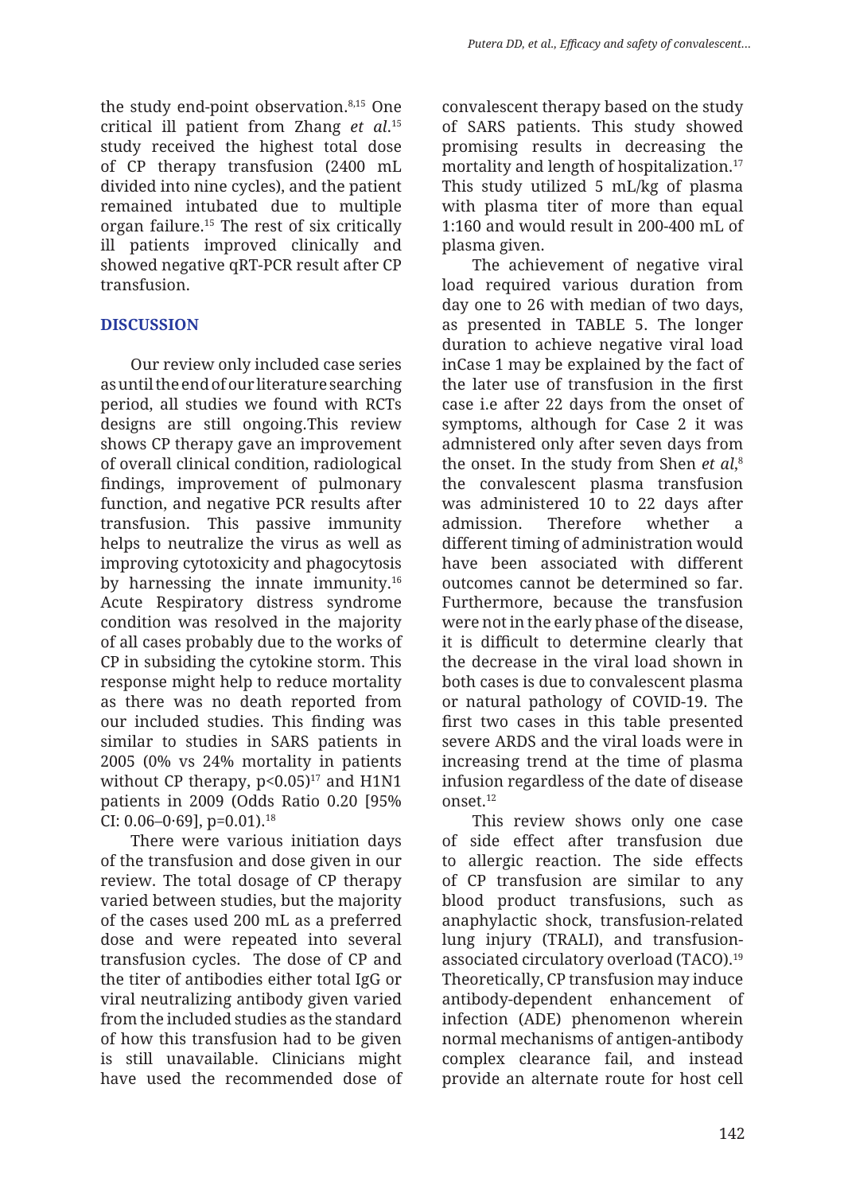the study end-point observation.[8,15] One critical ill patient from Zhang *et al*.[15] study received the highest total dose of CP therapy transfusion (2400 mL divided into nine cycles), and the patient remained intubated due to multiple organ failure.[15] The rest of six critically ill patients improved clinically and showed negative qRT-PCR result after CP transfusion.

## DISCUSSION

Our review only included case series as until the end of our literature searching period, all studies we found with RCTs designs are still ongoing.This review shows CP therapy gave an improvement of overall clinical condition, radiological findings, improvement of pulmonary function, and negative PCR results after transfusion. This passive immunity helps to neutralize the virus as well as improving cytotoxicity and phagocytosis by harnessing the innate immunity.[16] Acute Respiratory distress syndrome condition was resolved in the majority of all cases probably due to the works of CP in subsiding the cytokine storm. This response might help to reduce mortality as there was no death reported from our included studies. This finding was similar to studies in SARS patients in 2005 (0% vs 24% mortality in patients without CP therapy, $p<0.05$)[17] and H1N1 patients in 2009 (Odds Ratio 0.20 [95% CI: 0.06–0·69], p=0.01).[18]

There were various initiation days of the transfusion and dose given in our review. The total dosage of CP therapy varied between studies, but the majority of the cases used 200 mL as a preferred dose and were repeated into several transfusion cycles. The dose of CP and the titer of antibodies either total IgG or viral neutralizing antibody given varied from the included studies as the standard of how this transfusion had to be given is still unavailable. Clinicians might have used the recommended dose of convalescent therapy based on the study of SARS patients. This study showed promising results in decreasing the mortality and length of hospitalization.[17] This study utilized 5 mL/kg of plasma with plasma titer of more than equal 1:160 and would result in 200-400 mL of plasma given.

The achievement of negative viral load required various duration from day one to 26 with median of two days, as presented in TABLE 5. The longer duration to achieve negative viral load inCase 1 may be explained by the fact of the later use of transfusion in the first case i.e after 22 days from the onset of symptoms, although for Case 2 it was admnistered only after seven days from the onset. In the study from Shen *et al*,[8] the convalescent plasma transfusion was administered 10 to 22 days after admission. Therefore whether a different timing of administration would have been associated with different outcomes cannot be determined so far. Furthermore, because the transfusion were not in the early phase of the disease, it is difficult to determine clearly that the decrease in the viral load shown in both cases is due to convalescent plasma or natural pathology of COVID-19. The first two cases in this table presented severe ARDS and the viral loads were in increasing trend at the time of plasma infusion regardless of the date of disease onset.[12]

This review shows only one case of side effect after transfusion due to allergic reaction. The side effects of CP transfusion are similar to any blood product transfusions, such as anaphylactic shock, transfusion-related lung injury (TRALI), and transfusion-associated circulatory overload (TACO).[19] Theoretically, CP transfusion may induce antibody-dependent enhancement of infection (ADE) phenomenon wherein normal mechanisms of antigen-antibody complex clearance fail, and instead provide an alternate route for host cell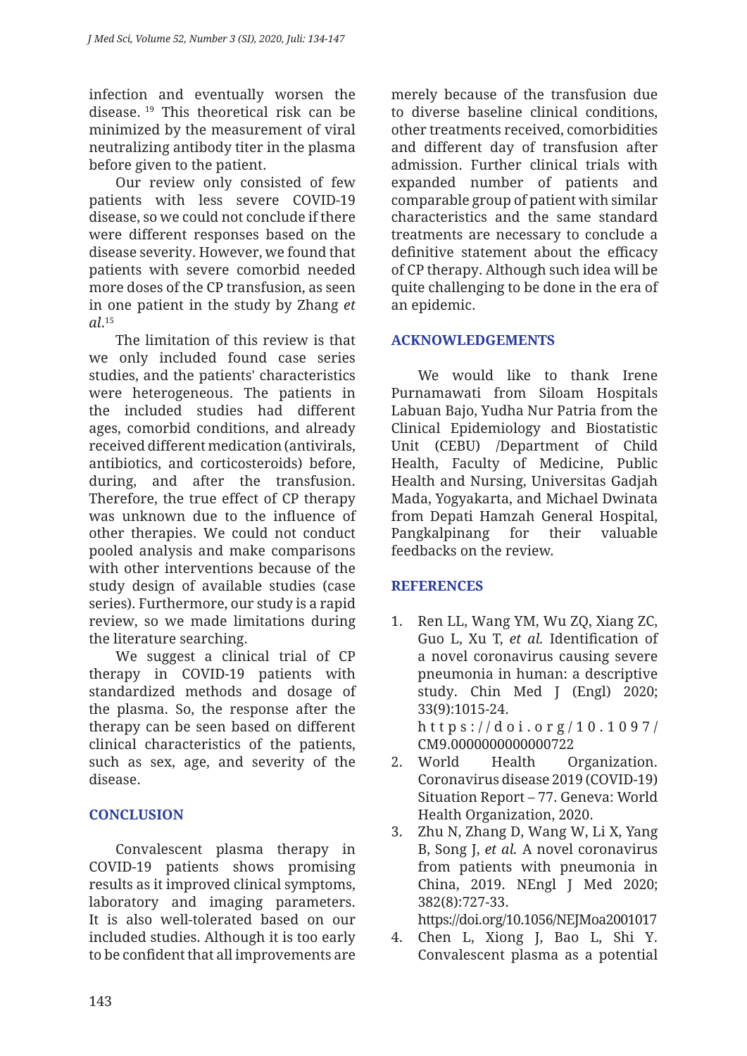infection and eventually worsen the disease.[19] This theoretical risk can be minimized by the measurement of viral neutralizing antibody titer in the plasma before given to the patient.

Our review only consisted of few patients with less severe COVID-19 disease, so we could not conclude if there were different responses based on the disease severity. However, we found that patients with severe comorbid needed more doses of the CP transfusion, as seen in one patient in the study by Zhang *et al*.[15]

The limitation of this review is that we only included found case series studies, and the patients' characteristics were heterogeneous. The patients in the included studies had different ages, comorbid conditions, and already received different medication (antivirals, antibiotics, and corticosteroids) before, during, and after the transfusion. Therefore, the true effect of CP therapy was unknown due to the influence of other therapies. We could not conduct pooled analysis and make comparisons with other interventions because of the study design of available studies (case series). Furthermore, our study is a rapid review, so we made limitations during the literature searching.

We suggest a clinical trial of CP therapy in COVID-19 patients with standardized methods and dosage of the plasma. So, the response after the therapy can be seen based on different clinical characteristics of the patients, such as sex, age, and severity of the disease.

## CONCLUSION

Convalescent plasma therapy in COVID-19 patients shows promising results as it improved clinical symptoms, laboratory and imaging parameters. It is also well-tolerated based on our included studies. Although it is too early to be confident that all improvements are merely because of the transfusion due to diverse baseline clinical conditions, other treatments received, comorbidities and different day of transfusion after admission. Further clinical trials with expanded number of patients and comparable group of patient with similar characteristics and the same standard treatments are necessary to conclude a definitive statement about the efficacy of CP therapy. Although such idea will be quite challenging to be done in the era of an epidemic.

## ACKNOWLEDGEMENTS

We would like to thank Irene Purnamawati from Siloam Hospitals Labuan Bajo, Yudha Nur Patria from the Clinical Epidemiology and Biostatistic Unit (CEBU) /Department of Child Health, Faculty of Medicine, Public Health and Nursing, Universitas Gadjah Mada, Yogyakarta, and Michael Dwinata from Depati Hamzah General Hospital, Pangkalpinang for their valuable feedbacks on the review.

## REFERENCES

1. Ren LL, Wang YM, Wu ZQ, Xiang ZC, Guo L, Xu T, *et al.* Identification of a novel coronavirus causing severe pneumonia in human: a descriptive study. Chin Med J (Engl) 2020; 33(9):1015-24. https://doi.org/10.1097/CM9.0000000000000722
2. World Health Organization. Coronavirus disease 2019 (COVID-19) Situation Report – 77. Geneva: World Health Organization, 2020.
3. Zhu N, Zhang D, Wang W, Li X, Yang B, Song J, *et al.* A novel coronavirus from patients with pneumonia in China, 2019. NEngl J Med 2020; 382(8):727-33. https://doi.org/10.1056/NEJMoa2001017
4. Chen L, Xiong J, Bao L, Shi Y. Convalescent plasma as a potential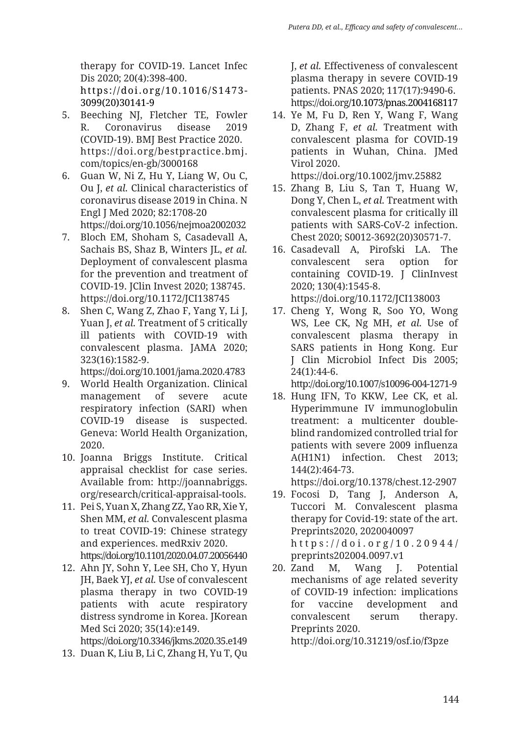therapy for COVID-19. Lancet Infec Dis 2020; 20(4):398-400. https://doi.org/10.1016/S1473-3099(20)30141-9

5. Beeching NJ, Fletcher TE, Fowler R. Coronavirus disease 2019 (COVID-19). BMJ Best Practice 2020. https://doi.org/bestpractice.bmj.com/topics/en-gb/3000168
6. Guan W, Ni Z, Hu Y, Liang W, Ou C, Ou J, *et al.* Clinical characteristics of coronavirus disease 2019 in China. N Engl J Med 2020; 82:1708-20 https://doi.org/10.1056/nejmoa2002032
7. Bloch EM, Shoham S, Casadevall A, Sachais BS, Shaz B, Winters JL, *et al.* Deployment of convalescent plasma for the prevention and treatment of COVID-19. JClin Invest 2020; 138745. https://doi.org/10.1172/JCI138745
8. Shen C, Wang Z, Zhao F, Yang Y, Li J, Yuan J, *et al.* Treatment of 5 critically ill patients with COVID-19 with convalescent plasma. JAMA 2020; 323(16):1582-9. https://doi.org/10.1001/jama.2020.4783
9. World Health Organization. Clinical management of severe acute respiratory infection (SARI) when COVID-19 disease is suspected. Geneva: World Health Organization, 2020.
10. Joanna Briggs Institute. Critical appraisal checklist for case series. Available from: http://joannabriggs.org/research/critical-appraisal-tools.
11. Pei S, Yuan X, Zhang ZZ, Yao RR, Xie Y, Shen MM, *et al.* Convalescent plasma to treat COVID-19: Chinese strategy and experiences. medRxiv 2020. https://doi.org/10.1101/2020.04.07.20056440
12. Ahn JY, Sohn Y, Lee SH, Cho Y, Hyun JH, Baek YJ, *et al.* Use of convalescent plasma therapy in two COVID-19 patients with acute respiratory distress syndrome in Korea. JKorean Med Sci 2020; 35(14):e149. https://doi.org/10.3346/jkms.2020.35.e149
13. Duan K, Liu B, Li C, Zhang H, Yu T, Qu J, *et al.* Effectiveness of convalescent plasma therapy in severe COVID-19 patients. PNAS 2020; 117(17):9490-6. https://doi.org/10.1073/pnas.2004168117
14. Ye M, Fu D, Ren Y, Wang F, Wang D, Zhang F, *et al.* Treatment with convalescent plasma for COVID-19 patients in Wuhan, China. JMed Virol 2020. https://doi.org/10.1002/jmv.25882
15. Zhang B, Liu S, Tan T, Huang W, Dong Y, Chen L, *et al.* Treatment with convalescent plasma for critically ill patients with SARS-CoV-2 infection. Chest 2020; S0012-3692(20)30571-7.
16. Casadevall A, Pirofski LA. The convalescent sera option for containing COVID-19. J ClinInvest 2020; 130(4):1545-8. https://doi.org/10.1172/JCI138003
17. Cheng Y, Wong R, Soo YO, Wong WS, Lee CK, Ng MH, *et al.* Use of convalescent plasma therapy in SARS patients in Hong Kong. Eur J Clin Microbiol Infect Dis 2005; 24(1):44-6. http://doi.org/10.1007/s10096-004-1271-9
18. Hung IFN, To KKW, Lee CK, et al. Hyperimmune IV immunoglobulin treatment: a multicenter double-blind randomized controlled trial for patients with severe 2009 influenza A(H1N1) infection. Chest 2013; 144(2):464-73. https://doi.org/10.1378/chest.12-2907
19. Focosi D, Tang J, Anderson A, Tuccori M. Convalescent plasma therapy for Covid-19: state of the art. Preprints2020, 2020040097 https://doi.org/10.20944/preprints202004.0097.v1
20. Zand M, Wang J. Potential mechanisms of age related severity of COVID-19 infection: implications for vaccine development and convalescent serum therapy. Preprints 2020. http://doi.org/10.31219/osf.io/f3pze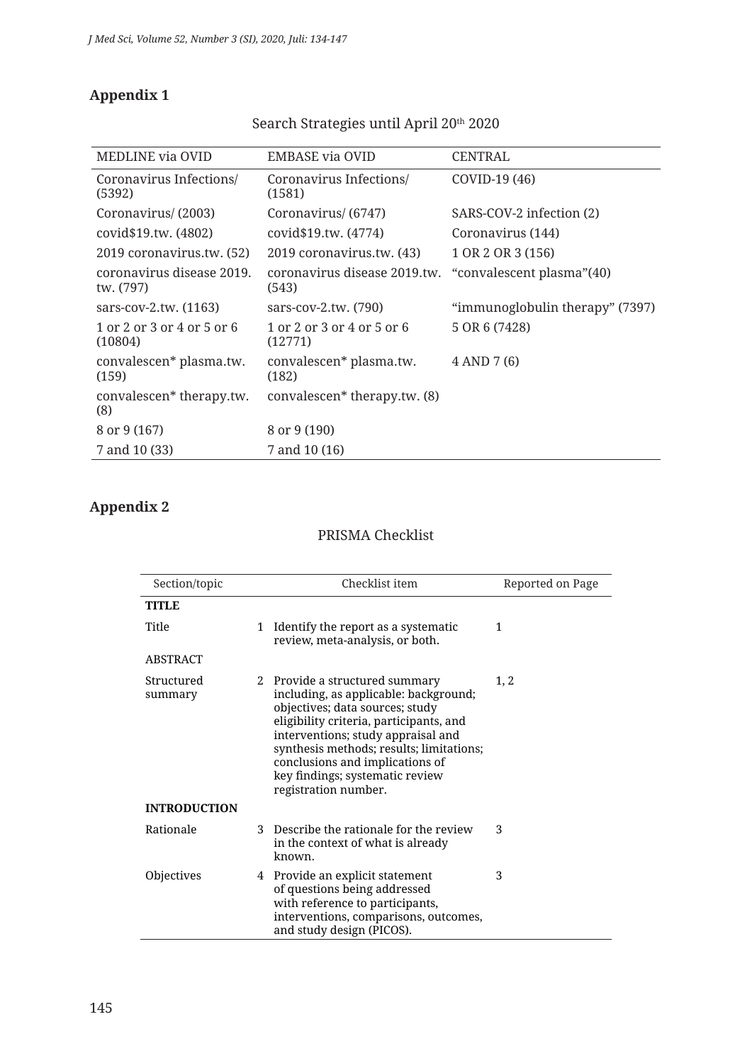## Appendix 1

Search Strategies until April 20th 2020

| MEDLINE via OVID | EMBASE via OVID | CENTRAL |
|---|---|---|
| Coronavirus Infections/ (5392) | Coronavirus Infections/ (1581) | COVID-19 (46) |
| Coronavirus/ (2003) | Coronavirus/ (6747) | SARS-COV-2 infection (2) |
| covid$19.tw. (4802) | covid$19.tw. (4774) | Coronavirus (144) |
| 2019 coronavirus.tw. (52) | 2019 coronavirus.tw. (43) | 1 OR 2 OR 3 (156) |
| coronavirus disease 2019.tw. (797) | coronavirus disease 2019.tw. (543) | “convalescent plasma”(40) |
| sars-cov-2.tw. (1163) | sars-cov-2.tw. (790) | “immunoglobulin therapy” (7397) |
| 1 or 2 or 3 or 4 or 5 or 6 (10804) | 1 or 2 or 3 or 4 or 5 or 6 (12771) | 5 OR 6 (7428) |
| convalescen* plasma.tw. (159) | convalescen* plasma.tw. (182) | 4 AND 7 (6) |
| convalescen* therapy.tw. (8) | convalescen* therapy.tw. (8) | |
| 8 or 9 (167) | 8 or 9 (190) | |
| 7 and 10 (33) | 7 and 10 (16) | |

## Appendix 2

PRISMA Checklist

| Section/topic | | Checklist item | Reported on Page |
|---|---|---|---|
| **TITLE** | | | |
| Title | 1 | Identify the report as a systematic review, meta-analysis, or both. | 1 |
| ABSTRACT | | | |
| Structured summary | 2 | Provide a structured summary including, as applicable: background; objectives; data sources; study eligibility criteria, participants, and interventions; study appraisal and synthesis methods; results; limitations; conclusions and implications of key findings; systematic review registration number. | 1, 2 |
| **INTRODUCTION** | | | |
| Rationale | 3 | Describe the rationale for the review in the context of what is already known. | 3 |
| Objectives | 4 | Provide an explicit statement of questions being addressed with reference to participants, interventions, comparisons, outcomes, and study design (PICOS). | 3 |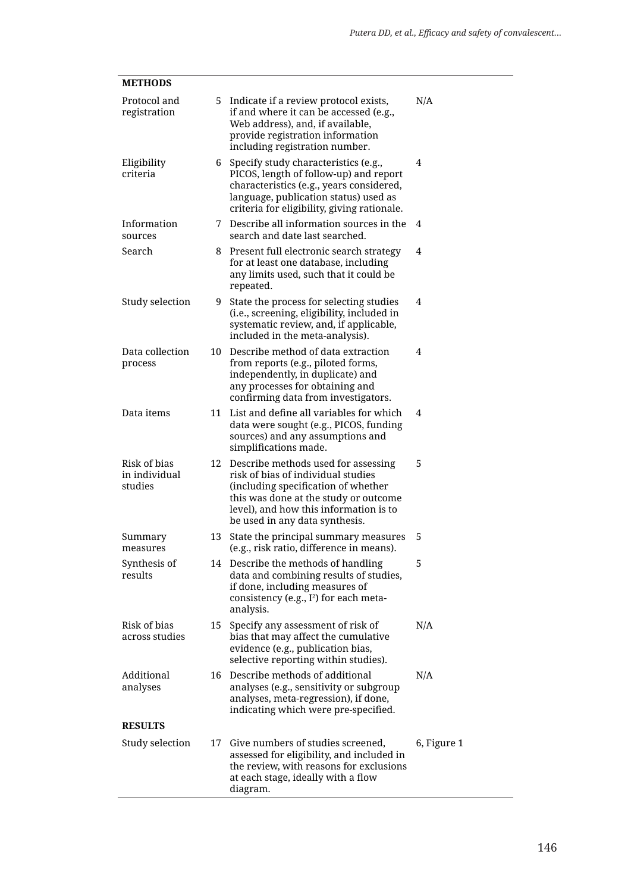| | | | |
|---|---|---|---|
| **METHODS** | | | |
| Protocol and registration | 5 | Indicate if a review protocol exists, if and where it can be accessed (e.g., Web address), and, if available, provide registration information including registration number. | N/A |
| Eligibility criteria | 6 | Specify study characteristics (e.g., PICOS, length of follow-up) and report characteristics (e.g., years considered, language, publication status) used as criteria for eligibility, giving rationale. | 4 |
| Information sources | 7 | Describe all information sources in the search and date last searched. | 4 |
| Search | 8 | Present full electronic search strategy for at least one database, including any limits used, such that it could be repeated. | 4 |
| Study selection | 9 | State the process for selecting studies (i.e., screening, eligibility, included in systematic review, and, if applicable, included in the meta-analysis). | 4 |
| Data collection process | 10 | Describe method of data extraction from reports (e.g., piloted forms, independently, in duplicate) and any processes for obtaining and confirming data from investigators. | 4 |
| Data items | 11 | List and define all variables for which data were sought (e.g., PICOS, funding sources) and any assumptions and simplifications made. | 4 |
| Risk of bias in individual studies | 12 | Describe methods used for assessing risk of bias of individual studies (including specification of whether this was done at the study or outcome level), and how this information is to be used in any data synthesis. | 5 |
| Summary measures | 13 | State the principal summary measures (e.g., risk ratio, difference in means). | 5 |
| Synthesis of results | 14 | Describe the methods of handling data and combining results of studies, if done, including measures of consistency (e.g., $I^2$) for each meta-analysis. | 5 |
| Risk of bias across studies | 15 | Specify any assessment of risk of bias that may affect the cumulative evidence (e.g., publication bias, selective reporting within studies). | N/A |
| Additional analyses | 16 | Describe methods of additional analyses (e.g., sensitivity or subgroup analyses, meta-regression), if done, indicating which were pre-specified. | N/A |
| **RESULTS** | | | |
| Study selection | 17 | Give numbers of studies screened, assessed for eligibility, and included in the review, with reasons for exclusions at each stage, ideally with a flow diagram. | 6, Figure 1 |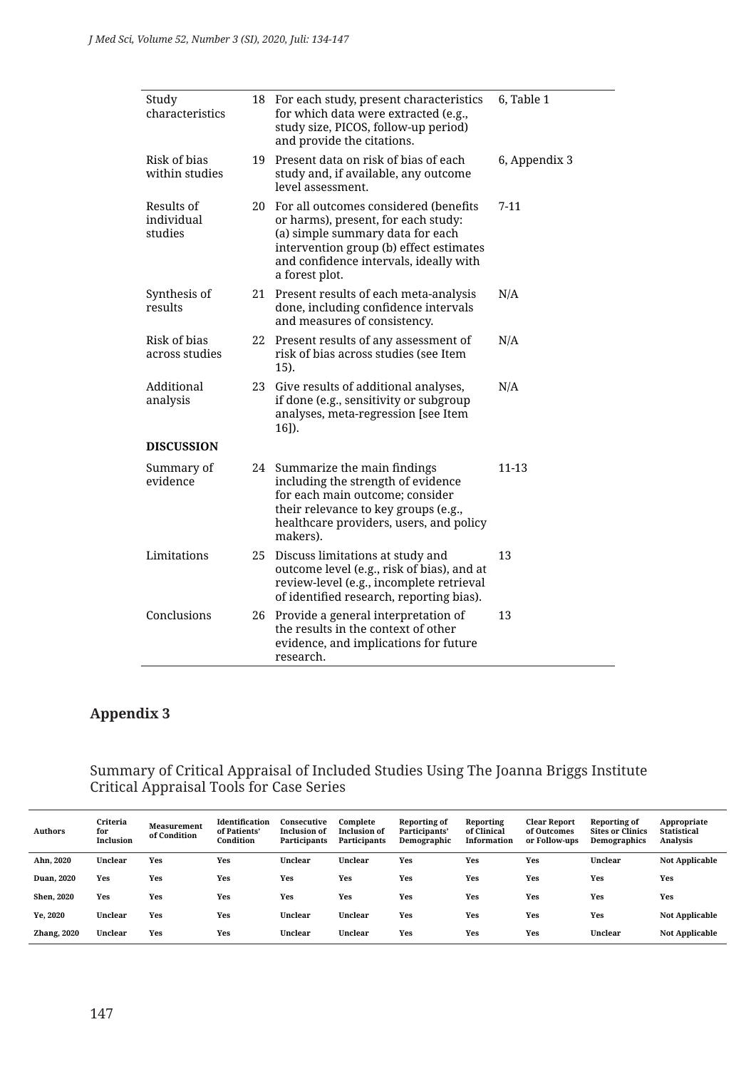| | | | |
|---|---|---|---|
| Study characteristics | 18 | For each study, present characteristics for which data were extracted (e.g., study size, PICOS, follow-up period) and provide the citations. | 6, Table 1 |
| Risk of bias within studies | 19 | Present data on risk of bias of each study and, if available, any outcome level assessment. | 6, Appendix 3 |
| Results of individual studies | 20 | For all outcomes considered (benefits or harms), present, for each study: (a) simple summary data for each intervention group (b) effect estimates and confidence intervals, ideally with a forest plot. | 7-11 |
| Synthesis of results | 21 | Present results of each meta-analysis done, including confidence intervals and measures of consistency. | N/A |
| Risk of bias across studies | 22 | Present results of any assessment of risk of bias across studies (see Item 15). | N/A |
| Additional analysis | 23 | Give results of additional analyses, if done (e.g., sensitivity or subgroup analyses, meta-regression [see Item 16]). | N/A |
| **DISCUSSION** | | | |
| Summary of evidence | 24 | Summarize the main findings including the strength of evidence for each main outcome; consider their relevance to key groups (e.g., healthcare providers, users, and policy makers). | 11-13 |
| Limitations | 25 | Discuss limitations at study and outcome level (e.g., risk of bias), and at review-level (e.g., incomplete retrieval of identified research, reporting bias). | 13 |
| Conclusions | 26 | Provide a general interpretation of the results in the context of other evidence, and implications for future research. | 13 |

## Appendix 3

Summary of Critical Appraisal of Included Studies Using The Joanna Briggs Institute Critical Appraisal Tools for Case Series

| Authors | Criteria for Inclusion | Measurement of Condition | Identification of Patients' Condition | Consecutive Inclusion of Participants | Complete Inclusion of Participants | Reporting of Participants' Demographic | Reporting of Clinical Information | Clear Report of Outcomes or Follow-ups | Reporting of Sites or Clinics Demographics | Appropriate Statistical Analysis |
|---|---|---|---|---|---|---|---|---|---|---|
| Ahn, 2020 | Unclear | Yes | Yes | Unclear | Unclear | Yes | Yes | Yes | Unclear | Not Applicable |
| Duan, 2020 | Yes | Yes | Yes | Yes | Yes | Yes | Yes | Yes | Yes | Yes |
| Shen, 2020 | Yes | Yes | Yes | Yes | Yes | Yes | Yes | Yes | Yes | Yes |
| Ye, 2020 | Unclear | Yes | Yes | Unclear | Unclear | Yes | Yes | Yes | Yes | Not Applicable |
| Zhang, 2020 | Unclear | Yes | Yes | Unclear | Unclear | Yes | Yes | Yes | Unclear | Not Applicable |